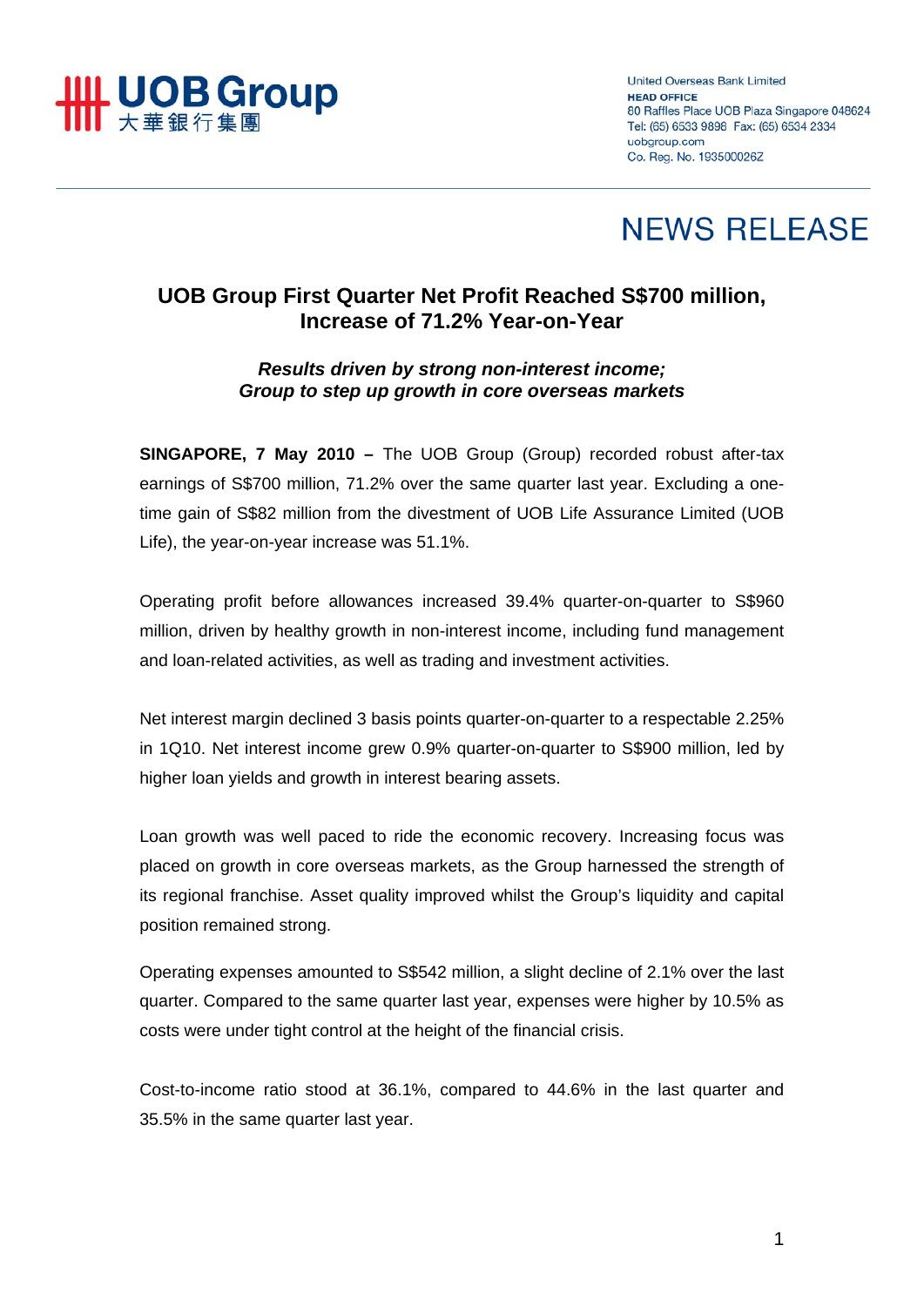UOB Group 大華銀行集團

United Overseas Bank Limited
**HEAD OFFICE**
80 Raffles Place UOB Plaza Singapore 048624
Tel: (65) 6533 9898 Fax: (65) 6534 2334
uobgroup.com
Co. Reg. No. 193500026Z

# NEWS RELEASE

## UOB Group First Quarter Net Profit Reached S$700 million, Increase of 71.2% Year-on-Year

***Results driven by strong non-interest income;***
***Group to step up growth in core overseas markets***

**SINGAPORE, 7 May 2010 –** The UOB Group (Group) recorded robust after-tax earnings of S$700 million, 71.2% over the same quarter last year. Excluding a one-time gain of S$82 million from the divestment of UOB Life Assurance Limited (UOB Life), the year-on-year increase was 51.1%.

Operating profit before allowances increased 39.4% quarter-on-quarter to S$960 million, driven by healthy growth in non-interest income, including fund management and loan-related activities, as well as trading and investment activities.

Net interest margin declined 3 basis points quarter-on-quarter to a respectable 2.25% in 1Q10. Net interest income grew 0.9% quarter-on-quarter to S$900 million, led by higher loan yields and growth in interest bearing assets.

Loan growth was well paced to ride the economic recovery. Increasing focus was placed on growth in core overseas markets, as the Group harnessed the strength of its regional franchise. Asset quality improved whilst the Group's liquidity and capital position remained strong.

Operating expenses amounted to S$542 million, a slight decline of 2.1% over the last quarter. Compared to the same quarter last year, expenses were higher by 10.5% as costs were under tight control at the height of the financial crisis.

Cost-to-income ratio stood at 36.1%, compared to 44.6% in the last quarter and 35.5% in the same quarter last year.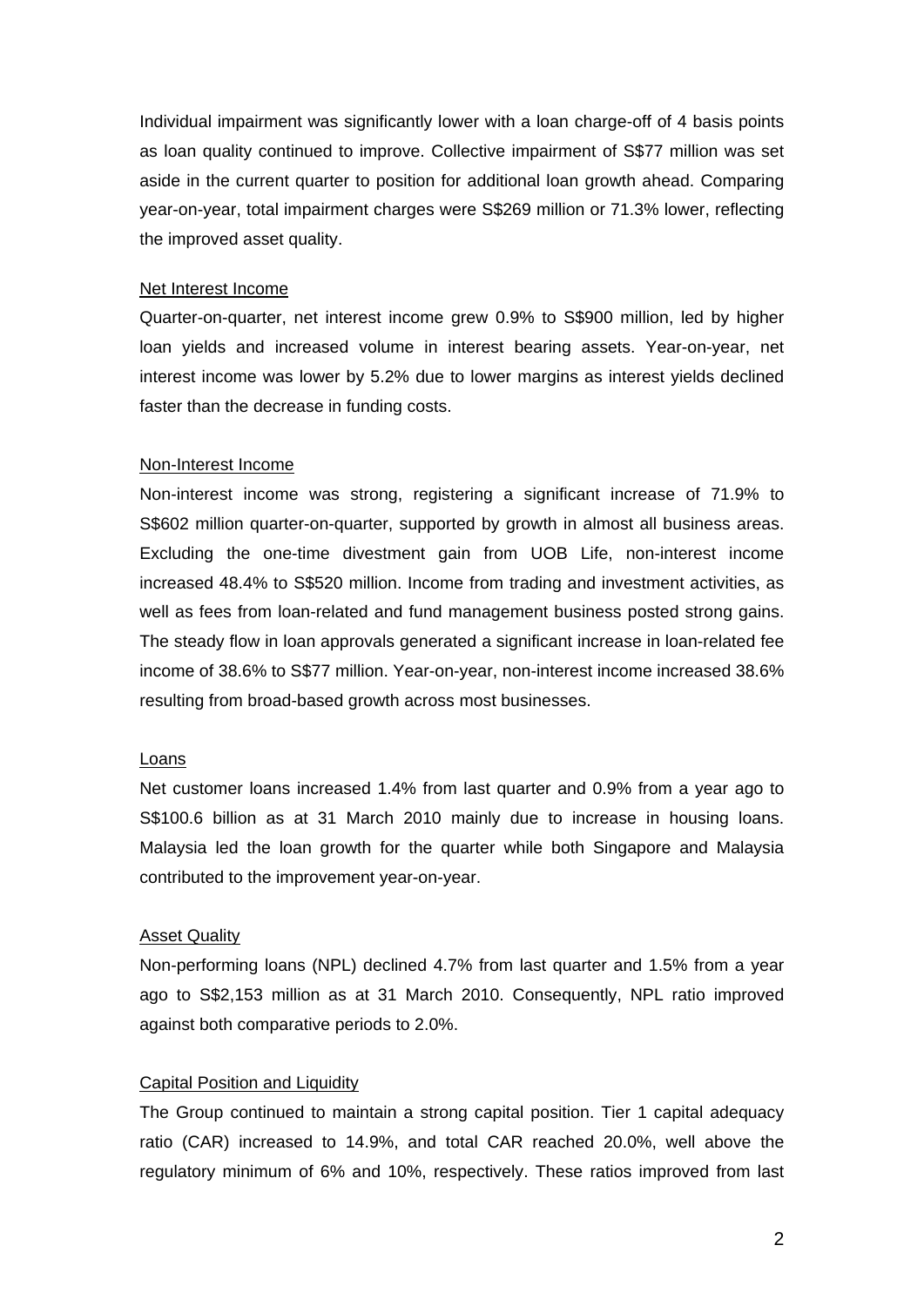Individual impairment was significantly lower with a loan charge-off of 4 basis points as loan quality continued to improve. Collective impairment of S$77 million was set aside in the current quarter to position for additional loan growth ahead. Comparing year-on-year, total impairment charges were S$269 million or 71.3% lower, reflecting the improved asset quality.

<u>Net Interest Income</u>

Quarter-on-quarter, net interest income grew 0.9% to S$900 million, led by higher loan yields and increased volume in interest bearing assets. Year-on-year, net interest income was lower by 5.2% due to lower margins as interest yields declined faster than the decrease in funding costs.

<u>Non-Interest Income</u>

Non-interest income was strong, registering a significant increase of 71.9% to S$602 million quarter-on-quarter, supported by growth in almost all business areas. Excluding the one-time divestment gain from UOB Life, non-interest income increased 48.4% to S$520 million. Income from trading and investment activities, as well as fees from loan-related and fund management business posted strong gains. The steady flow in loan approvals generated a significant increase in loan-related fee income of 38.6% to S$77 million. Year-on-year, non-interest income increased 38.6% resulting from broad-based growth across most businesses.

<u>Loans</u>

Net customer loans increased 1.4% from last quarter and 0.9% from a year ago to S$100.6 billion as at 31 March 2010 mainly due to increase in housing loans. Malaysia led the loan growth for the quarter while both Singapore and Malaysia contributed to the improvement year-on-year.

<u>Asset Quality</u>

Non-performing loans (NPL) declined 4.7% from last quarter and 1.5% from a year ago to S$2,153 million as at 31 March 2010. Consequently, NPL ratio improved against both comparative periods to 2.0%.

<u>Capital Position and Liquidity</u>

The Group continued to maintain a strong capital position. Tier 1 capital adequacy ratio (CAR) increased to 14.9%, and total CAR reached 20.0%, well above the regulatory minimum of 6% and 10%, respectively. These ratios improved from last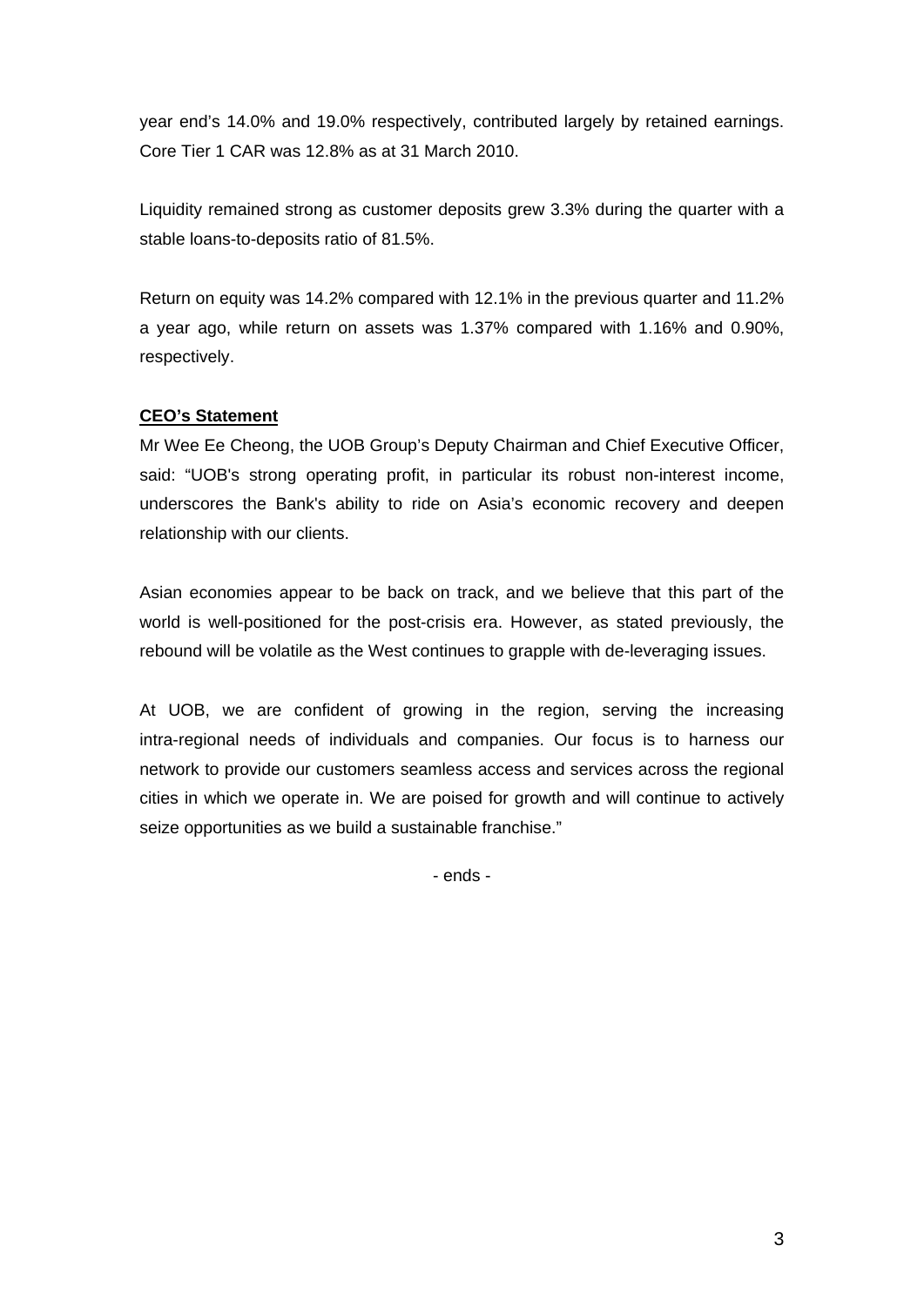year end's 14.0% and 19.0% respectively, contributed largely by retained earnings. Core Tier 1 CAR was 12.8% as at 31 March 2010.

Liquidity remained strong as customer deposits grew 3.3% during the quarter with a stable loans-to-deposits ratio of 81.5%.

Return on equity was 14.2% compared with 12.1% in the previous quarter and 11.2% a year ago, while return on assets was 1.37% compared with 1.16% and 0.90%, respectively.

**CEO's Statement**

Mr Wee Ee Cheong, the UOB Group's Deputy Chairman and Chief Executive Officer, said: "UOB's strong operating profit, in particular its robust non-interest income, underscores the Bank's ability to ride on Asia's economic recovery and deepen relationship with our clients.

Asian economies appear to be back on track, and we believe that this part of the world is well-positioned for the post-crisis era. However, as stated previously, the rebound will be volatile as the West continues to grapple with de-leveraging issues.

At UOB, we are confident of growing in the region, serving the increasing intra-regional needs of individuals and companies. Our focus is to harness our network to provide our customers seamless access and services across the regional cities in which we operate in. We are poised for growth and will continue to actively seize opportunities as we build a sustainable franchise."

- ends -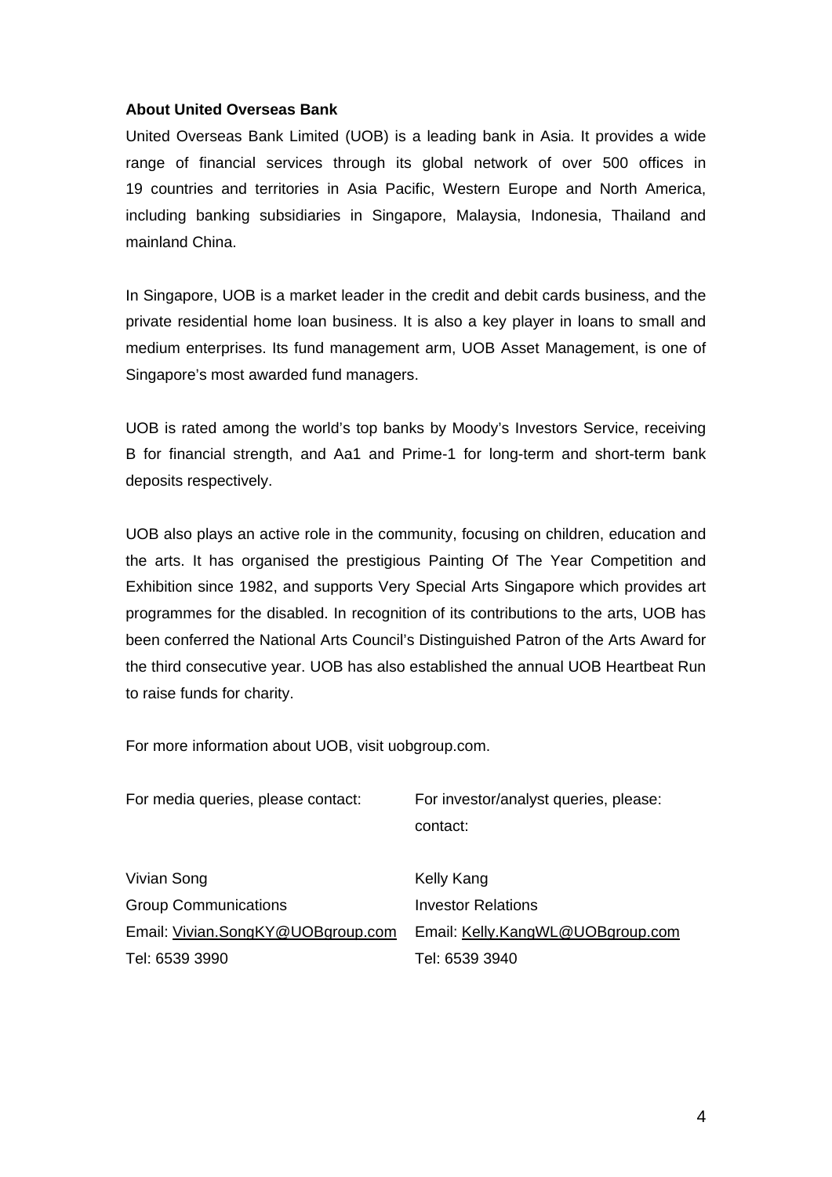**About United Overseas Bank**

United Overseas Bank Limited (UOB) is a leading bank in Asia. It provides a wide range of financial services through its global network of over 500 offices in 19 countries and territories in Asia Pacific, Western Europe and North America, including banking subsidiaries in Singapore, Malaysia, Indonesia, Thailand and mainland China.

In Singapore, UOB is a market leader in the credit and debit cards business, and the private residential home loan business. It is also a key player in loans to small and medium enterprises. Its fund management arm, UOB Asset Management, is one of Singapore's most awarded fund managers.

UOB is rated among the world's top banks by Moody's Investors Service, receiving B for financial strength, and Aa1 and Prime-1 for long-term and short-term bank deposits respectively.

UOB also plays an active role in the community, focusing on children, education and the arts. It has organised the prestigious Painting Of The Year Competition and Exhibition since 1982, and supports Very Special Arts Singapore which provides art programmes for the disabled. In recognition of its contributions to the arts, UOB has been conferred the National Arts Council's Distinguished Patron of the Arts Award for the third consecutive year. UOB has also established the annual UOB Heartbeat Run to raise funds for charity.

For more information about UOB, visit uobgroup.com.

For media queries, please contact:

Vivian Song
Group Communications
Email: Vivian.SongKY@UOBgroup.com
Tel: 6539 3990

For investor/analyst queries, please: contact:

Kelly Kang
Investor Relations
Email: Kelly.KangWL@UOBgroup.com
Tel: 6539 3940